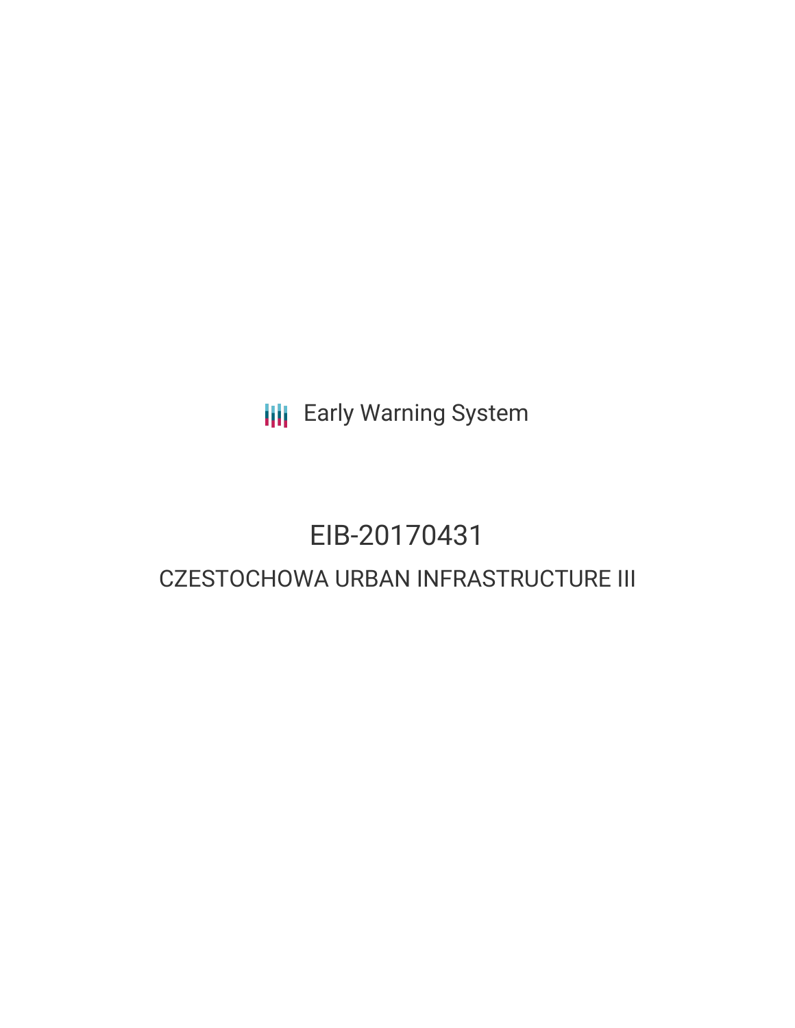Early Warning System

# EIB-20170431

## CZESTOCHOWA URBAN INFRASTRUCTURE III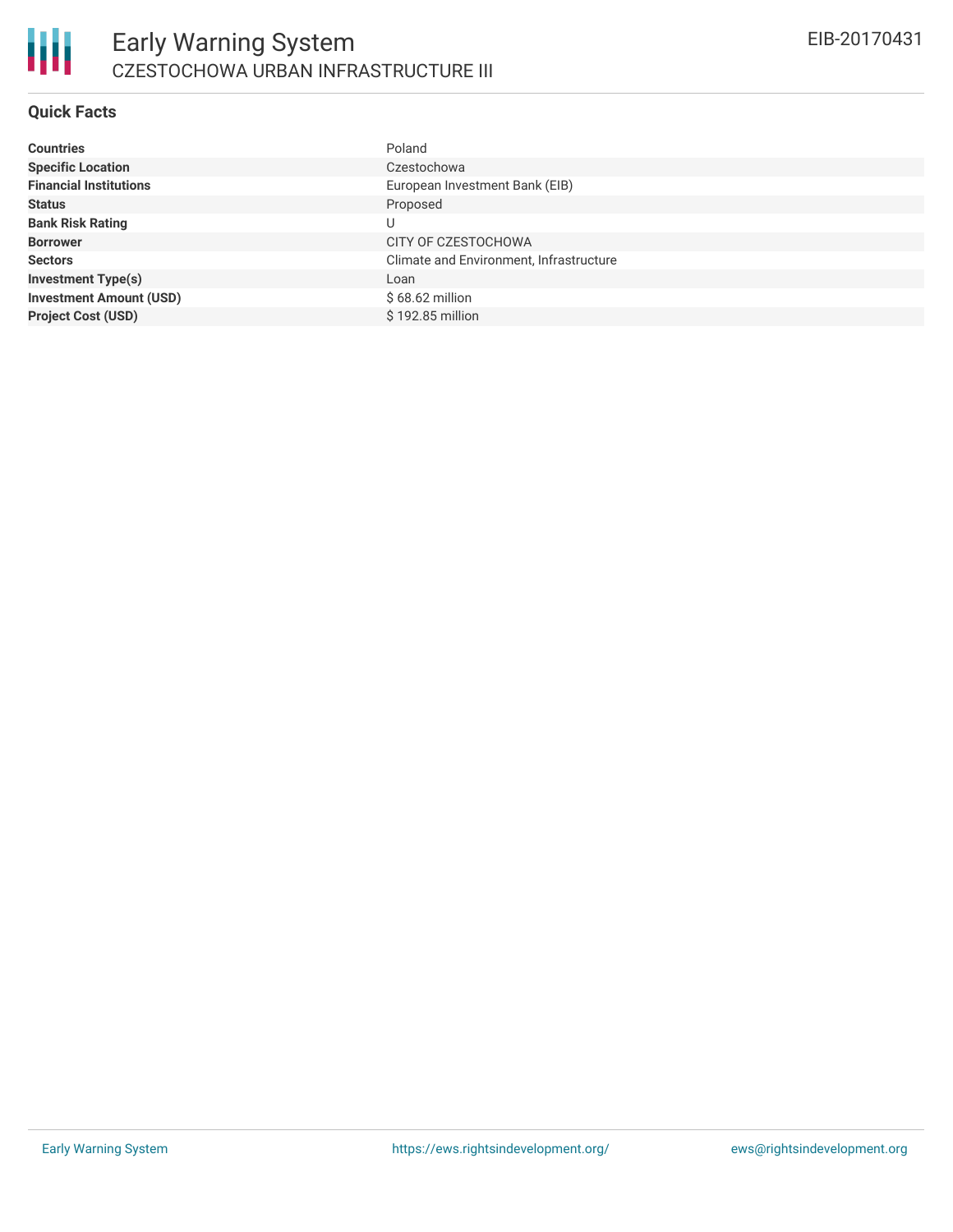# Early Warning System

## CZESTOCHOWA URBAN INFRASTRUCTURE III

EIB-20170431

### Quick Facts

| | |
|---|---|
| **Countries** | Poland |
| **Specific Location** | Czestochowa |
| **Financial Institutions** | European Investment Bank (EIB) |
| **Status** | Proposed |
| **Bank Risk Rating** | U |
| **Borrower** | CITY OF CZESTOCHOWA |
| **Sectors** | Climate and Environment, Infrastructure |
| **Investment Type(s)** | Loan |
| **Investment Amount (USD)** | $ 68.62 million |
| **Project Cost (USD)** | $ 192.85 million |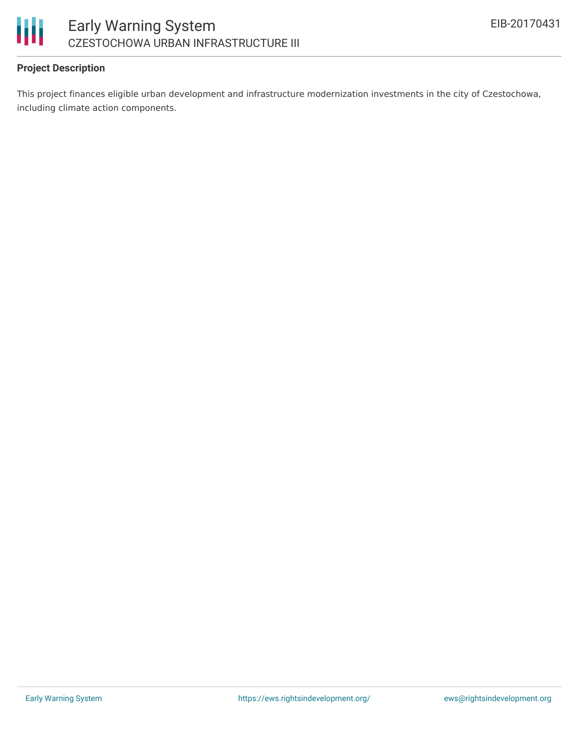**Project Description**

This project finances eligible urban development and infrastructure modernization investments in the city of Czestochowa, including climate action components.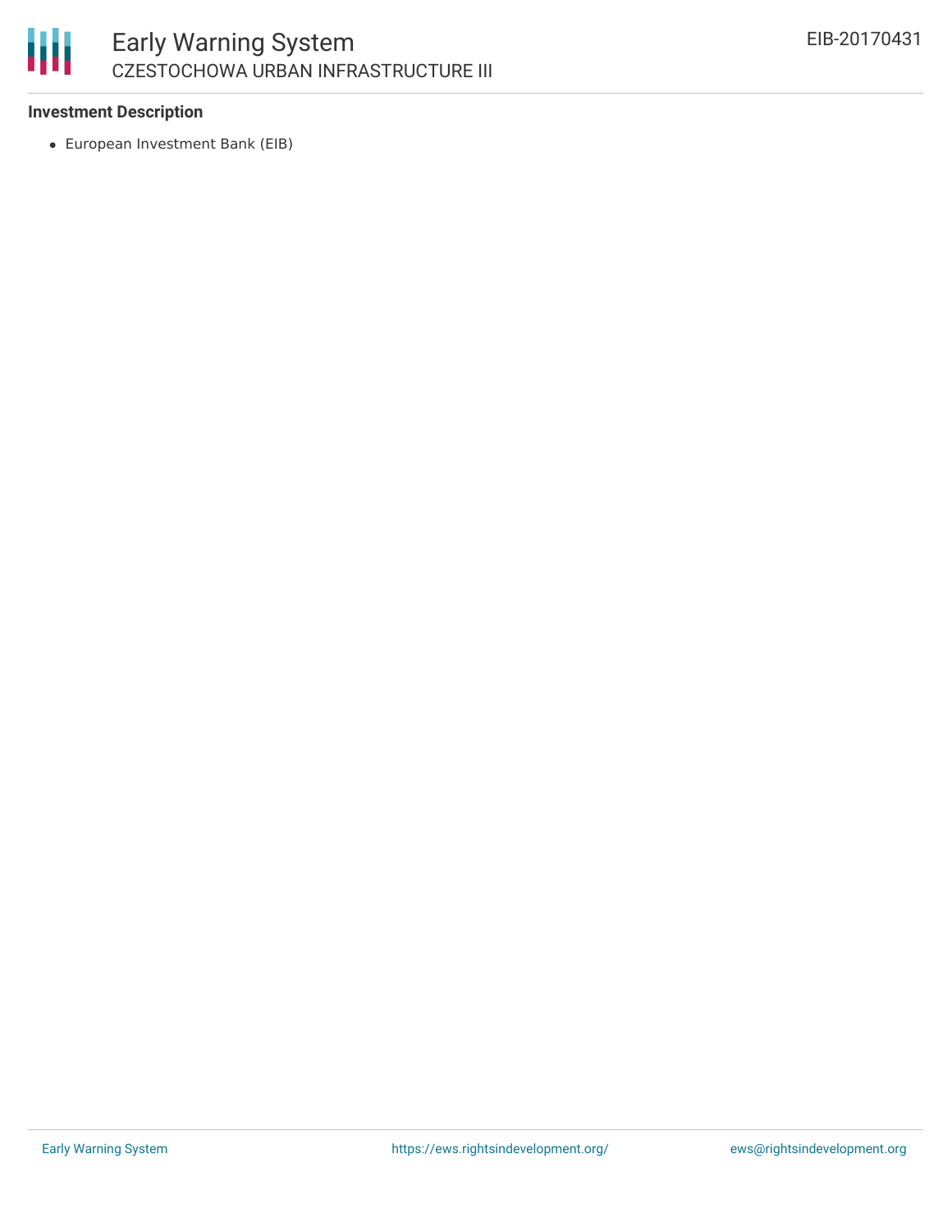### Investment Description

- European Investment Bank (EIB)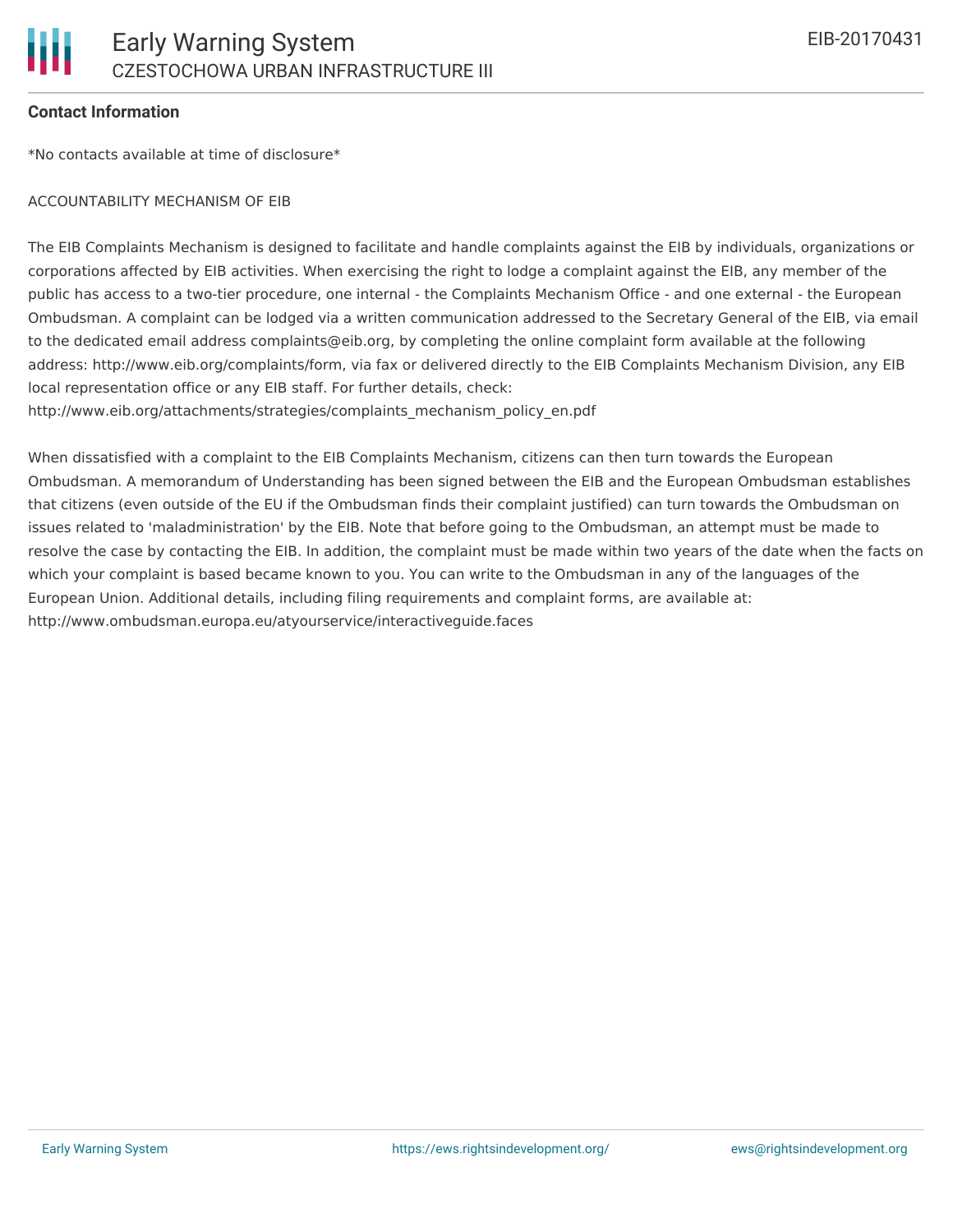**Contact Information**

*No contacts available at time of disclosure*

ACCOUNTABILITY MECHANISM OF EIB

The EIB Complaints Mechanism is designed to facilitate and handle complaints against the EIB by individuals, organizations or corporations affected by EIB activities. When exercising the right to lodge a complaint against the EIB, any member of the public has access to a two-tier procedure, one internal - the Complaints Mechanism Office - and one external - the European Ombudsman. A complaint can be lodged via a written communication addressed to the Secretary General of the EIB, via email to the dedicated email address complaints@eib.org, by completing the online complaint form available at the following address: http://www.eib.org/complaints/form, via fax or delivered directly to the EIB Complaints Mechanism Division, any EIB local representation office or any EIB staff. For further details, check: http://www.eib.org/attachments/strategies/complaints_mechanism_policy_en.pdf

When dissatisfied with a complaint to the EIB Complaints Mechanism, citizens can then turn towards the European Ombudsman. A memorandum of Understanding has been signed between the EIB and the European Ombudsman establishes that citizens (even outside of the EU if the Ombudsman finds their complaint justified) can turn towards the Ombudsman on issues related to 'maladministration' by the EIB. Note that before going to the Ombudsman, an attempt must be made to resolve the case by contacting the EIB. In addition, the complaint must be made within two years of the date when the facts on which your complaint is based became known to you. You can write to the Ombudsman in any of the languages of the European Union. Additional details, including filing requirements and complaint forms, are available at: http://www.ombudsman.europa.eu/atyourservice/interactiveguide.faces